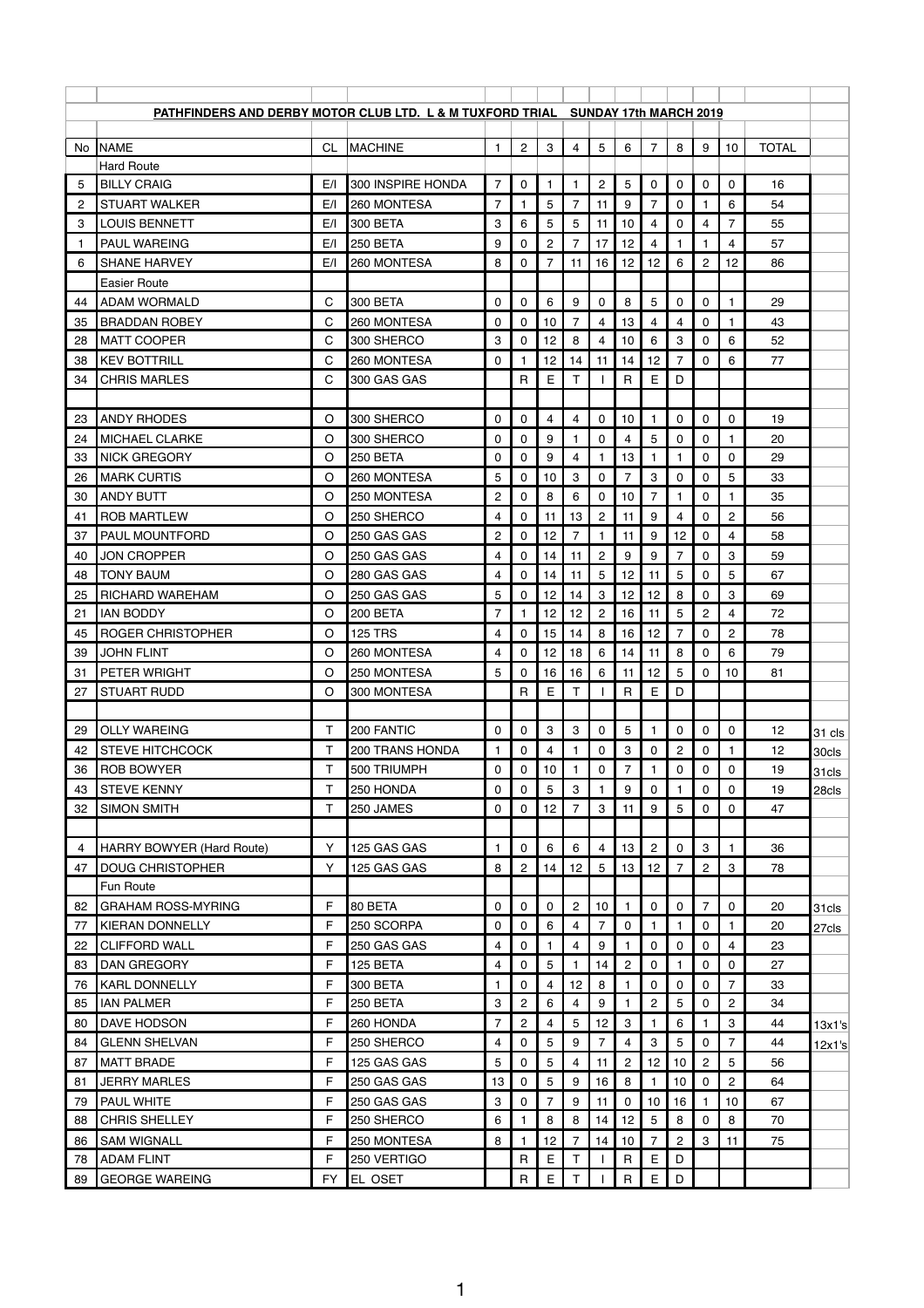## PATHFINDERS AND DERBY MOTOR CLUB LTD. L & M TUXFORD TRIAL SUNDAY 17th MARCH 2019

| No | NAME | CL | MACHINE | 1 | 2 | 3 | 4 | 5 | 6 | 7 | 8 | 9 | 10 | TOTAL | |
|---|---|---|---|---|---|---|---|---|---|---|---|---|---|---|---|
| | Hard Route | | | | | | | | | | | | | | |
| 5 | BILLY CRAIG | E/I | 300 INSPIRE HONDA | 7 | 0 | 1 | 1 | 2 | 5 | 0 | 0 | 0 | 0 | 16 | |
| 2 | STUART WALKER | E/I | 260 MONTESA | 7 | 1 | 5 | 7 | 11 | 9 | 7 | 0 | 1 | 6 | 54 | |
| 3 | LOUIS BENNETT | E/I | 300 BETA | 3 | 6 | 5 | 5 | 11 | 10 | 4 | 0 | 4 | 7 | 55 | |
| 1 | PAUL WAREING | E/I | 250 BETA | 9 | 0 | 2 | 7 | 17 | 12 | 4 | 1 | 1 | 4 | 57 | |
| 6 | SHANE HARVEY | E/I | 260 MONTESA | 8 | 0 | 7 | 11 | 16 | 12 | 12 | 6 | 2 | 12 | 86 | |
| | Easier Route | | | | | | | | | | | | | | |
| 44 | ADAM WORMALD | C | 300 BETA | 0 | 0 | 6 | 9 | 0 | 8 | 5 | 0 | 0 | 1 | 29 | |
| 35 | BRADDAN ROBEY | C | 260 MONTESA | 0 | 0 | 10 | 7 | 4 | 13 | 4 | 4 | 0 | 1 | 43 | |
| 28 | MATT COOPER | C | 300 SHERCO | 3 | 0 | 12 | 8 | 4 | 10 | 6 | 3 | 0 | 6 | 52 | |
| 38 | KEV BOTTRILL | C | 260 MONTESA | 0 | 1 | 12 | 14 | 11 | 14 | 12 | 7 | 0 | 6 | 77 | |
| 34 | CHRIS MARLES | C | 300 GAS GAS | | R | E | T | I | R | E | D | | | | |
| | | | | | | | | | | | | | | | |
| 23 | ANDY RHODES | O | 300 SHERCO | 0 | 0 | 4 | 4 | 0 | 10 | 1 | 0 | 0 | 0 | 19 | |
| 24 | MICHAEL CLARKE | O | 300 SHERCO | 0 | 0 | 9 | 1 | 0 | 4 | 5 | 0 | 0 | 1 | 20 | |
| 33 | NICK GREGORY | O | 250 BETA | 0 | 0 | 9 | 4 | 1 | 13 | 1 | 1 | 0 | 0 | 29 | |
| 26 | MARK CURTIS | O | 260 MONTESA | 5 | 0 | 10 | 3 | 0 | 7 | 3 | 0 | 0 | 5 | 33 | |
| 30 | ANDY BUTT | O | 250 MONTESA | 2 | 0 | 8 | 6 | 0 | 10 | 7 | 1 | 0 | 1 | 35 | |
| 41 | ROB MARTLEW | O | 250 SHERCO | 4 | 0 | 11 | 13 | 2 | 11 | 9 | 4 | 0 | 2 | 56 | |
| 37 | PAUL MOUNTFORD | O | 250 GAS GAS | 2 | 0 | 12 | 7 | 1 | 11 | 9 | 12 | 0 | 4 | 58 | |
| 40 | JON CROPPER | O | 250 GAS GAS | 4 | 0 | 14 | 11 | 2 | 9 | 9 | 7 | 0 | 3 | 59 | |
| 48 | TONY BAUM | O | 280 GAS GAS | 4 | 0 | 14 | 11 | 5 | 12 | 11 | 5 | 0 | 5 | 67 | |
| 25 | RICHARD WAREHAM | O | 250 GAS GAS | 5 | 0 | 12 | 14 | 3 | 12 | 12 | 8 | 0 | 3 | 69 | |
| 21 | IAN BODDY | O | 200 BETA | 7 | 1 | 12 | 12 | 2 | 16 | 11 | 5 | 2 | 4 | 72 | |
| 45 | ROGER CHRISTOPHER | O | 125 TRS | 4 | 0 | 15 | 14 | 8 | 16 | 12 | 7 | 0 | 2 | 78 | |
| 39 | JOHN FLINT | O | 260 MONTESA | 4 | 0 | 12 | 18 | 6 | 14 | 11 | 8 | 0 | 6 | 79 | |
| 31 | PETER WRIGHT | O | 250 MONTESA | 5 | 0 | 16 | 16 | 6 | 11 | 12 | 5 | 0 | 10 | 81 | |
| 27 | STUART RUDD | O | 300 MONTESA | | R | E | T | I | R | E | D | | | | |
| | | | | | | | | | | | | | | | |
| 29 | OLLY WAREING | T | 200 FANTIC | 0 | 0 | 3 | 3 | 0 | 5 | 1 | 0 | 0 | 0 | 12 | 31 cls |
| 42 | STEVE HITCHCOCK | T | 200 TRANS HONDA | 1 | 0 | 4 | 1 | 0 | 3 | 0 | 2 | 0 | 1 | 12 | 30cls |
| 36 | ROB BOWYER | T | 500 TRIUMPH | 0 | 0 | 10 | 1 | 0 | 7 | 1 | 0 | 0 | 0 | 19 | 31cls |
| 43 | STEVE KENNY | T | 250 HONDA | 0 | 0 | 5 | 3 | 1 | 9 | 0 | 1 | 0 | 0 | 19 | 28cls |
| 32 | SIMON SMITH | T | 250 JAMES | 0 | 0 | 12 | 7 | 3 | 11 | 9 | 5 | 0 | 0 | 47 | |
| | | | | | | | | | | | | | | | |
| 4 | HARRY BOWYER (Hard Route) | Y | 125 GAS GAS | 1 | 0 | 6 | 6 | 4 | 13 | 2 | 0 | 3 | 1 | 36 | |
| 47 | DOUG CHRISTOPHER | Y | 125 GAS GAS | 8 | 2 | 14 | 12 | 5 | 13 | 12 | 7 | 2 | 3 | 78 | |
| | Fun Route | | | | | | | | | | | | | | |
| 82 | GRAHAM ROSS-MYRING | F | 80 BETA | 0 | 0 | 0 | 2 | 10 | 1 | 0 | 0 | 7 | 0 | 20 | 31cls |
| 77 | KIERAN DONNELLY | F | 250 SCORPA | 0 | 0 | 6 | 4 | 7 | 0 | 1 | 1 | 0 | 1 | 20 | 27cls |
| 22 | CLIFFORD WALL | F | 250 GAS GAS | 4 | 0 | 1 | 4 | 9 | 1 | 0 | 0 | 0 | 4 | 23 | |
| 83 | DAN GREGORY | F | 125 BETA | 4 | 0 | 5 | 1 | 14 | 2 | 0 | 1 | 0 | 0 | 27 | |
| 76 | KARL DONNELLY | F | 300 BETA | 1 | 0 | 4 | 12 | 8 | 1 | 0 | 0 | 0 | 7 | 33 | |
| 85 | IAN PALMER | F | 250 BETA | 3 | 2 | 6 | 4 | 9 | 1 | 2 | 5 | 0 | 2 | 34 | |
| 80 | DAVE HODSON | F | 260 HONDA | 7 | 2 | 4 | 5 | 12 | 3 | 1 | 6 | 1 | 3 | 44 | 13x1's |
| 84 | GLENN SHELVAN | F | 250 SHERCO | 4 | 0 | 5 | 9 | 7 | 4 | 3 | 5 | 0 | 7 | 44 | 12x1's |
| 87 | MATT BRADE | F | 125 GAS GAS | 5 | 0 | 5 | 4 | 11 | 2 | 12 | 10 | 2 | 5 | 56 | |
| 81 | JERRY MARLES | F | 250 GAS GAS | 13 | 0 | 5 | 9 | 16 | 8 | 1 | 10 | 0 | 2 | 64 | |
| 79 | PAUL WHITE | F | 250 GAS GAS | 3 | 0 | 7 | 9 | 11 | 0 | 10 | 16 | 1 | 10 | 67 | |
| 88 | CHRIS SHELLEY | F | 250 SHERCO | 6 | 1 | 8 | 8 | 14 | 12 | 5 | 8 | 0 | 8 | 70 | |
| 86 | SAM WIGNALL | F | 250 MONTESA | 8 | 1 | 12 | 7 | 14 | 10 | 7 | 2 | 3 | 11 | 75 | |
| 78 | ADAM FLINT | F | 250 VERTIGO | | R | E | T | I | R | E | D | | | | |
| 89 | GEORGE WAREING | FY | EL OSET | | R | E | T | I | R | E | D | | | | |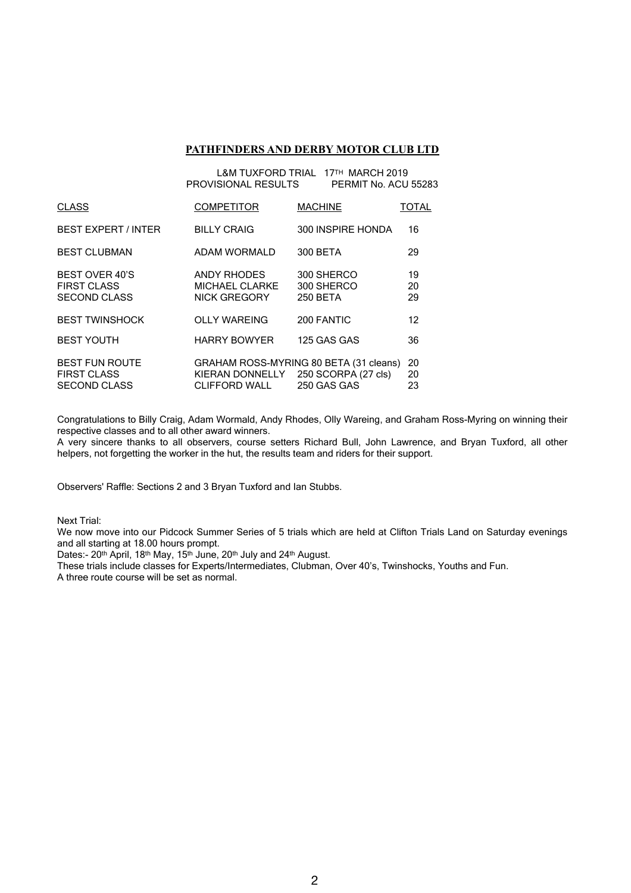## PATHFINDERS AND DERBY MOTOR CLUB LTD

L&M TUXFORD TRIAL 17TH MARCH 2019
PROVISIONAL RESULTS PERMIT No. ACU 55283

| CLASS | COMPETITOR | MACHINE | TOTAL |
|---|---|---|---|
| BEST EXPERT / INTER | BILLY CRAIG | 300 INSPIRE HONDA | 16 |
| BEST CLUBMAN | ADAM WORMALD | 300 BETA | 29 |
| BEST OVER 40'S | ANDY RHODES | 300 SHERCO | 19 |
| FIRST CLASS | MICHAEL CLARKE | 300 SHERCO | 20 |
| SECOND CLASS | NICK GREGORY | 250 BETA | 29 |
| BEST TWINSHOCK | OLLY WAREING | 200 FANTIC | 12 |
| BEST YOUTH | HARRY BOWYER | 125 GAS GAS | 36 |
| BEST FUN ROUTE | GRAHAM ROSS-MYRING | 80 BETA (31 cleans) | 20 |
| FIRST CLASS | KIERAN DONNELLY | 250 SCORPA (27 cls) | 20 |
| SECOND CLASS | CLIFFORD WALL | 250 GAS GAS | 23 |

Congratulations to Billy Craig, Adam Wormald, Andy Rhodes, Olly Wareing, and Graham Ross-Myring on winning their respective classes and to all other award winners.
A very sincere thanks to all observers, course setters Richard Bull, John Lawrence, and Bryan Tuxford, all other helpers, not forgetting the worker in the hut, the results team and riders for their support.

Observers' Raffle: Sections 2 and 3 Bryan Tuxford and Ian Stubbs.

Next Trial:
We now move into our Pidcock Summer Series of 5 trials which are held at Clifton Trials Land on Saturday evenings and all starting at 18.00 hours prompt.
Dates:- 20th April, 18th May, 15th June, 20th July and 24th August.
These trials include classes for Experts/Intermediates, Clubman, Over 40's, Twinshocks, Youths and Fun.
A three route course will be set as normal.